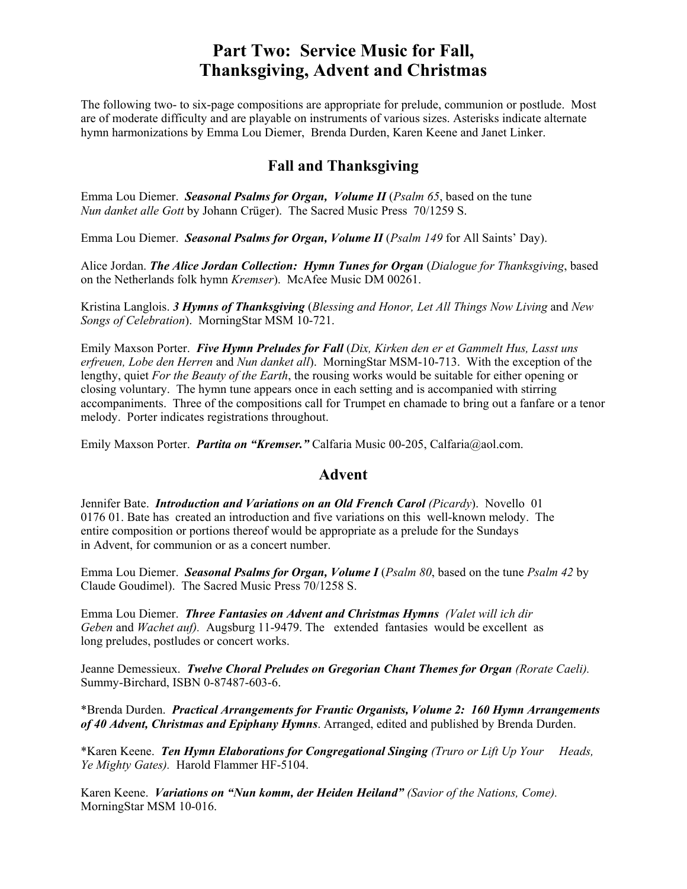# Part Two: Service Music for Fall, Thanksgiving, Advent and Christmas

The following two- to six-page compositions are appropriate for prelude, communion or postlude. Most are of moderate difficulty and are playable on instruments of various sizes. Asterisks indicate alternate hymn harmonizations by Emma Lou Diemer, Brenda Durden, Karen Keene and Janet Linker.

## Fall and Thanksgiving

Emma Lou Diemer. ***Seasonal Psalms for Organ, Volume II*** (*Psalm 65*, based on the tune *Nun danket alle Gott* by Johann Crüger). The Sacred Music Press 70/1259 S.

Emma Lou Diemer. ***Seasonal Psalms for Organ, Volume II*** (*Psalm 149* for All Saints' Day).

Alice Jordan. ***The Alice Jordan Collection: Hymn Tunes for Organ*** (*Dialogue for Thanksgiving*, based on the Netherlands folk hymn *Kremser*). McAfee Music DM 00261.

Kristina Langlois. ***3 Hymns of Thanksgiving*** (*Blessing and Honor, Let All Things Now Living* and *New Songs of Celebration*). MorningStar MSM 10-721.

Emily Maxson Porter. ***Five Hymn Preludes for Fall*** (*Dix, Kirken den er et Gammelt Hus, Lasst uns erfreuen, Lobe den Herren* and *Nun danket all*). MorningStar MSM-10-713. With the exception of the lengthy, quiet *For the Beauty of the Earth*, the rousing works would be suitable for either opening or closing voluntary. The hymn tune appears once in each setting and is accompanied with stirring accompaniments. Three of the compositions call for Trumpet en chamade to bring out a fanfare or a tenor melody. Porter indicates registrations throughout.

Emily Maxson Porter. ***Partita on "Kremser."*** Calfaria Music 00-205, Calfaria@aol.com.

## Advent

Jennifer Bate. ***Introduction and Variations on an Old French Carol*** *(Picardy*). Novello 01 0176 01. Bate has created an introduction and five variations on this well-known melody. The entire composition or portions thereof would be appropriate as a prelude for the Sundays in Advent, for communion or as a concert number.

Emma Lou Diemer. ***Seasonal Psalms for Organ, Volume I*** (*Psalm 80*, based on the tune *Psalm 42* by Claude Goudimel). The Sacred Music Press 70/1258 S.

Emma Lou Diemer. ***Three Fantasies on Advent and Christmas Hymns*** *(Valet will ich dir Geben* and *Wachet auf).* Augsburg 11-9479. The extended fantasies would be excellent as long preludes, postludes or concert works.

Jeanne Demessieux. ***Twelve Choral Preludes on Gregorian Chant Themes for Organ*** *(Rorate Caeli).* Summy-Birchard, ISBN 0-87487-603-6.

*Brenda Durden. ***Practical Arrangements for Frantic Organists, Volume 2: 160 Hymn Arrangements of 40 Advent, Christmas and Epiphany Hymns***. Arranged, edited and published by Brenda Durden.

*Karen Keene. ***Ten Hymn Elaborations for Congregational Singing*** *(Truro or Lift Up Your Heads, Ye Mighty Gates).* Harold Flammer HF-5104.

Karen Keene. ***Variations on "Nun komm, der Heiden Heiland"*** *(Savior of the Nations, Come).* MorningStar MSM 10-016.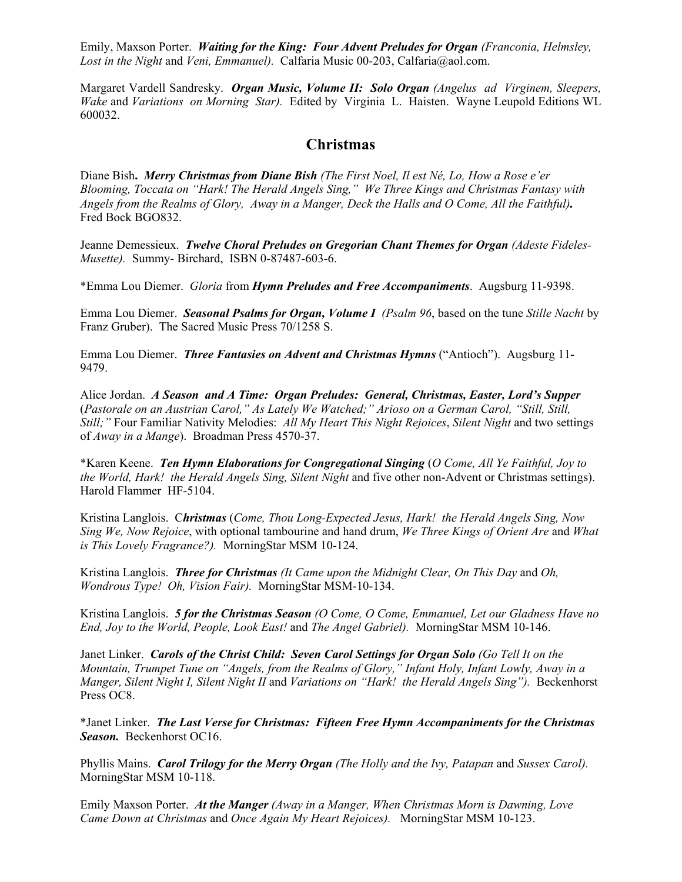Emily, Maxson Porter. ***Waiting for the King: Four Advent Preludes for Organ*** *(Franconia, Helmsley, Lost in the Night* and *Veni, Emmanuel).* Calfaria Music 00-203, Calfaria@aol.com.

Margaret Vardell Sandresky. ***Organ Music, Volume II: Solo Organ*** *(Angelus ad Virginem, Sleepers, Wake* and *Variations on Morning Star).* Edited by Virginia L. Haisten. Wayne Leupold Editions WL 600032.

## Christmas

Diane Bish**.** ***Merry Christmas from Diane Bish*** *(The First Noel, Il est Né, Lo, How a Rose e'er Blooming, Toccata on "Hark! The Herald Angels Sing," We Three Kings and Christmas Fantasy with Angels from the Realms of Glory, Away in a Manger, Deck the Halls and O Come, All the Faithful)***.** Fred Bock BGO832.

Jeanne Demessieux. ***Twelve Choral Preludes on Gregorian Chant Themes for Organ*** *(Adeste Fideles-Musette).* Summy- Birchard, ISBN 0-87487-603-6.

*Emma Lou Diemer. *Gloria* from ***Hymn Preludes and Free Accompaniments***. Augsburg 11-9398.

Emma Lou Diemer. ***Seasonal Psalms for Organ, Volume I*** *(Psalm 96*, based on the tune *Stille Nacht* by Franz Gruber). The Sacred Music Press 70/1258 S.

Emma Lou Diemer. ***Three Fantasies on Advent and Christmas Hymns*** ("Antioch"). Augsburg 11-9479.

Alice Jordan. ***A Season and A Time: Organ Preludes: General, Christmas, Easter, Lord's Supper*** (*Pastorale on an Austrian Carol," As Lately We Watched;" Arioso on a German Carol, "Still, Still, Still;"* Four Familiar Nativity Melodies: *All My Heart This Night Rejoices*, *Silent Night* and two settings of *Away in a Mange*). Broadman Press 4570-37.

*Karen Keene. ***Ten Hymn Elaborations for Congregational Singing*** (*O Come, All Ye Faithful, Joy to the World, Hark! the Herald Angels Sing, Silent Night* and five other non-Advent or Christmas settings). Harold Flammer HF-5104.

Kristina Langlois. C***hristmas*** (*Come, Thou Long-Expected Jesus, Hark! the Herald Angels Sing, Now Sing We, Now Rejoice*, with optional tambourine and hand drum, *We Three Kings of Orient Are* and *What is This Lovely Fragrance?).* MorningStar MSM 10-124.

Kristina Langlois. ***Three for Christmas*** *(It Came upon the Midnight Clear, On This Day* and *Oh, Wondrous Type! Oh, Vision Fair).* MorningStar MSM-10-134.

Kristina Langlois. ***5 for the Christmas Season*** *(O Come, O Come, Emmanuel, Let our Gladness Have no End, Joy to the World, People, Look East!* and *The Angel Gabriel).* MorningStar MSM 10-146.

Janet Linker. ***Carols of the Christ Child: Seven Carol Settings for Organ Solo*** *(Go Tell It on the Mountain, Trumpet Tune on "Angels, from the Realms of Glory," Infant Holy, Infant Lowly, Away in a Manger, Silent Night I, Silent Night II* and *Variations on "Hark! the Herald Angels Sing").* Beckenhorst Press OC8.

*Janet Linker. ***The Last Verse for Christmas: Fifteen Free Hymn Accompaniments for the Christmas Season.*** Beckenhorst OC16.

Phyllis Mains. ***Carol Trilogy for the Merry Organ*** *(The Holly and the Ivy, Patapan* and *Sussex Carol).* MorningStar MSM 10-118.

Emily Maxson Porter. ***At the Manger*** *(Away in a Manger, When Christmas Morn is Dawning, Love Came Down at Christmas* and *Once Again My Heart Rejoices).* MorningStar MSM 10-123.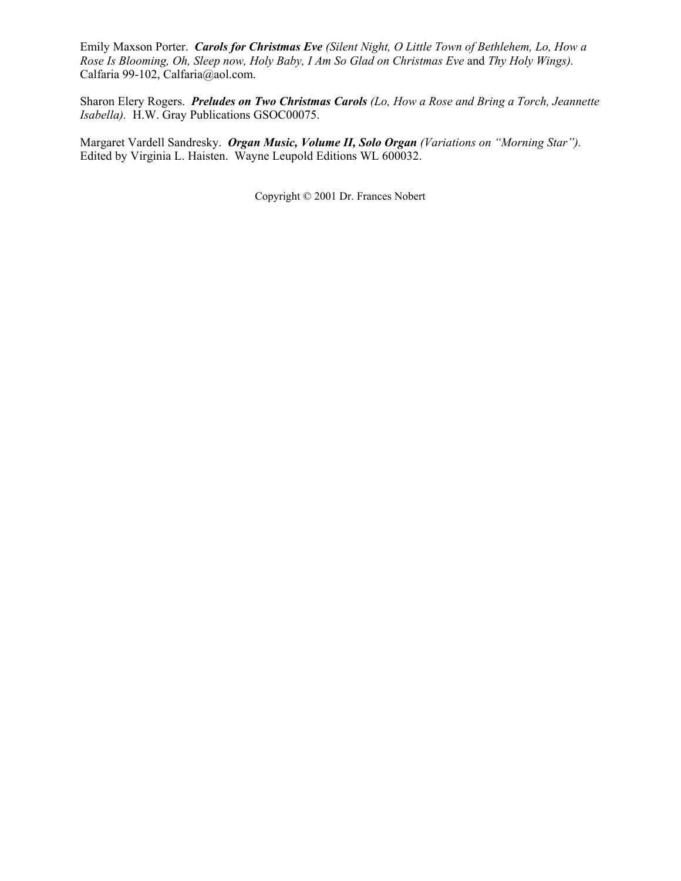Emily Maxson Porter. ***Carols for Christmas Eve*** *(Silent Night, O Little Town of Bethlehem, Lo, How a Rose Is Blooming, Oh, Sleep now, Holy Baby, I Am So Glad on Christmas Eve* and *Thy Holy Wings).* Calfaria 99-102, Calfaria@aol.com.

Sharon Elery Rogers. ***Preludes on Two Christmas Carols*** *(Lo, How a Rose and Bring a Torch, Jeannette Isabella).* H.W. Gray Publications GSOC00075.

Margaret Vardell Sandresky. ***Organ Music, Volume II, Solo Organ*** *(Variations on "Morning Star").* Edited by Virginia L. Haisten. Wayne Leupold Editions WL 600032.

Copyright © 2001 Dr. Frances Nobert